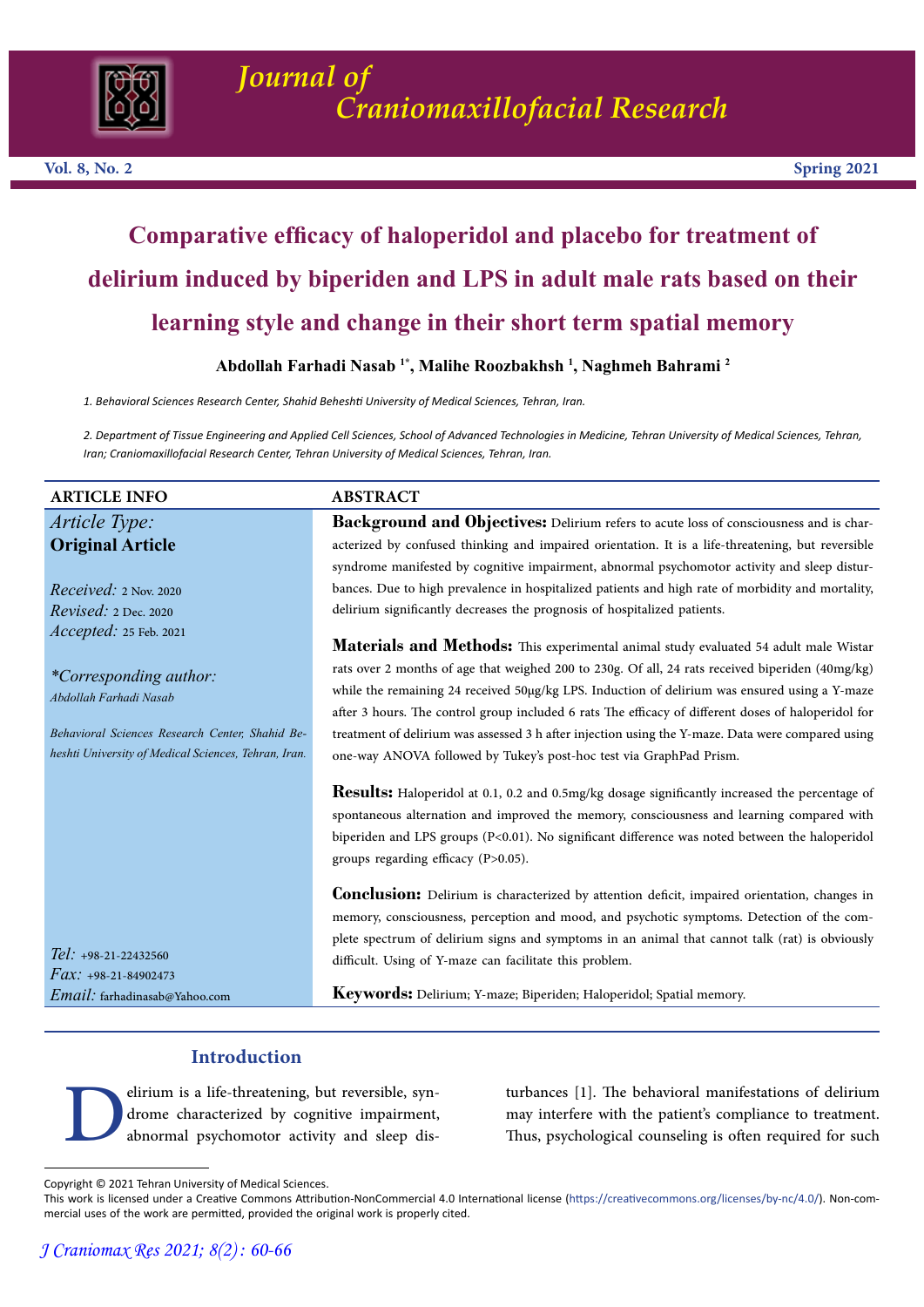# Comparative efficacy of haloperidol and placebo for treatment of delirium induced by biperiden and LPS in adult male rats based on their learning style and change in their short term spatial memory

**Abdollah Farhadi Nasab [1*], Malihe Roozbakhsh [1], Naghmeh Bahrami [2]**

*1. Behavioral Sciences Research Center, Shahid Beheshti University of Medical Sciences, Tehran, Iran.*

*2. Department of Tissue Engineering and Applied Cell Sciences, School of Advanced Technologies in Medicine, Tehran University of Medical Sciences, Tehran, Iran; Craniomaxillofacial Research Center, Tehran University of Medical Sciences, Tehran, Iran.*

## ARTICLE INFO

*Article Type:*
**Original Article**

*Received:* 2 Nov. 2020
*Revised:* 2 Dec. 2020
*Accepted:* 25 Feb. 2021

*\*Corresponding author:*
*Abdollah Farhadi Nasab*

*Behavioral Sciences Research Center, Shahid Beheshti University of Medical Sciences, Tehran, Iran.*

*Tel:* +98-21-22432560
*Fax:* +98-21-84902473
*Email:* farhadinasab@Yahoo.com

## ABSTRACT

**Background and Objectives:** Delirium refers to acute loss of consciousness and is characterized by confused thinking and impaired orientation. It is a life-threatening, but reversible syndrome manifested by cognitive impairment, abnormal psychomotor activity and sleep disturbances. Due to high prevalence in hospitalized patients and high rate of morbidity and mortality, delirium significantly decreases the prognosis of hospitalized patients.

**Materials and Methods:** This experimental animal study evaluated 54 adult male Wistar rats over 2 months of age that weighed 200 to 230g. Of all, 24 rats received biperiden (40mg/kg) while the remaining 24 received 50μg/kg LPS. Induction of delirium was ensured using a Y-maze after 3 hours. The control group included 6 rats The efficacy of different doses of haloperidol for treatment of delirium was assessed 3 h after injection using the Y-maze. Data were compared using one-way ANOVA followed by Tukey's post-hoc test via GraphPad Prism.

**Results:** Haloperidol at 0.1, 0.2 and 0.5mg/kg dosage significantly increased the percentage of spontaneous alternation and improved the memory, consciousness and learning compared with biperiden and LPS groups ($P<0.01$). No significant difference was noted between the haloperidol groups regarding efficacy ($P>0.05$).

**Conclusion:** Delirium is characterized by attention deficit, impaired orientation, changes in memory, consciousness, perception and mood, and psychotic symptoms. Detection of the complete spectrum of delirium signs and symptoms in an animal that cannot talk (rat) is obviously difficult. Using of Y-maze can facilitate this problem.

**Keywords:** Delirium; Y-maze; Biperiden; Haloperidol; Spatial memory.

## Introduction

Delirium is a life-threatening, but reversible, syndrome characterized by cognitive impairment, abnormal psychomotor activity and sleep disturbances [1]. The behavioral manifestations of delirium may interfere with the patient's compliance to treatment. Thus, psychological counseling is often required for such

Copyright © 2021 Tehran University of Medical Sciences.
This work is licensed under a Creative Commons Attribution-NonCommercial 4.0 International license (https://creativecommons.org/licenses/by-nc/4.0/). Non-commercial uses of the work are permitted, provided the original work is properly cited.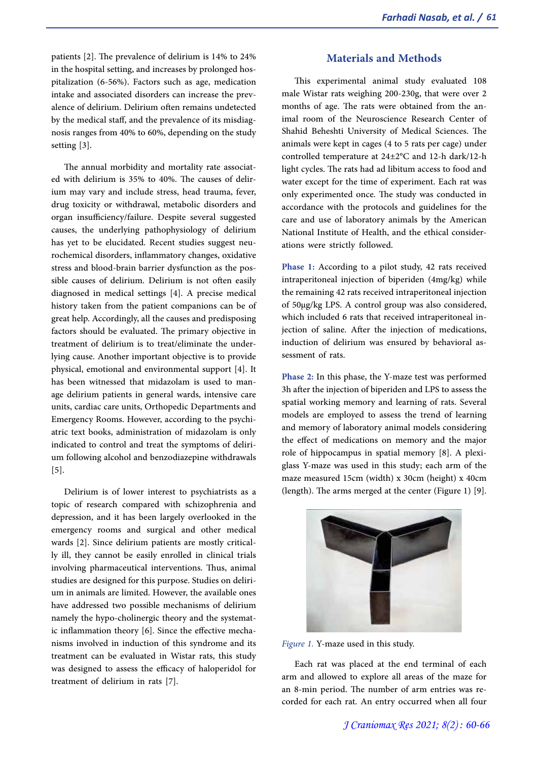patients [2]. The prevalence of delirium is 14% to 24% in the hospital setting, and increases by prolonged hospitalization (6-56%). Factors such as age, medication intake and associated disorders can increase the prevalence of delirium. Delirium often remains undetected by the medical staff, and the prevalence of its misdiagnosis ranges from 40% to 60%, depending on the study setting [3].

The annual morbidity and mortality rate associated with delirium is 35% to 40%. The causes of delirium may vary and include stress, head trauma, fever, drug toxicity or withdrawal, metabolic disorders and organ insufficiency/failure. Despite several suggested causes, the underlying pathophysiology of delirium has yet to be elucidated. Recent studies suggest neurochemical disorders, inflammatory changes, oxidative stress and blood-brain barrier dysfunction as the possible causes of delirium. Delirium is not often easily diagnosed in medical settings [4]. A precise medical history taken from the patient companions can be of great help. Accordingly, all the causes and predisposing factors should be evaluated. The primary objective in treatment of delirium is to treat/eliminate the underlying cause. Another important objective is to provide physical, emotional and environmental support [4]. It has been witnessed that midazolam is used to manage delirium patients in general wards, intensive care units, cardiac care units, Orthopedic Departments and Emergency Rooms. However, according to the psychiatric text books, administration of midazolam is only indicated to control and treat the symptoms of delirium following alcohol and benzodiazepine withdrawals [5].

Delirium is of lower interest to psychiatrists as a topic of research compared with schizophrenia and depression, and it has been largely overlooked in the emergency rooms and surgical and other medical wards [2]. Since delirium patients are mostly critically ill, they cannot be easily enrolled in clinical trials involving pharmaceutical interventions. Thus, animal studies are designed for this purpose. Studies on delirium in animals are limited. However, the available ones have addressed two possible mechanisms of delirium namely the hypo-cholinergic theory and the systematic inflammation theory [6]. Since the effective mechanisms involved in induction of this syndrome and its treatment can be evaluated in Wistar rats, this study was designed to assess the efficacy of haloperidol for treatment of delirium in rats [7].

## Materials and Methods

This experimental animal study evaluated 108 male Wistar rats weighing 200-230g, that were over 2 months of age. The rats were obtained from the animal room of the Neuroscience Research Center of Shahid Beheshti University of Medical Sciences. The animals were kept in cages (4 to 5 rats per cage) under controlled temperature at 24±2°C and 12-h dark/12-h light cycles. The rats had ad libitum access to food and water except for the time of experiment. Each rat was only experimented once. The study was conducted in accordance with the protocols and guidelines for the care and use of laboratory animals by the American National Institute of Health, and the ethical considerations were strictly followed.

**Phase 1:** According to a pilot study, 42 rats received intraperitoneal injection of biperiden (4mg/kg) while the remaining 42 rats received intraperitoneal injection of 50µg/kg LPS. A control group was also considered, which included 6 rats that received intraperitoneal injection of saline. After the injection of medications, induction of delirium was ensured by behavioral assessment of rats.

**Phase 2:** In this phase, the Y-maze test was performed 3h after the injection of biperiden and LPS to assess the spatial working memory and learning of rats. Several models are employed to assess the trend of learning and memory of laboratory animal models considering the effect of medications on memory and the major role of hippocampus in spatial memory [8]. A plexiglass Y-maze was used in this study; each arm of the maze measured 15cm (width) x 30cm (height) x 40cm (length). The arms merged at the center (Figure 1) [9].

*Figure 1.* Y-maze used in this study.

Each rat was placed at the end terminal of each arm and allowed to explore all areas of the maze for an 8-min period. The number of arm entries was recorded for each rat. An entry occurred when all four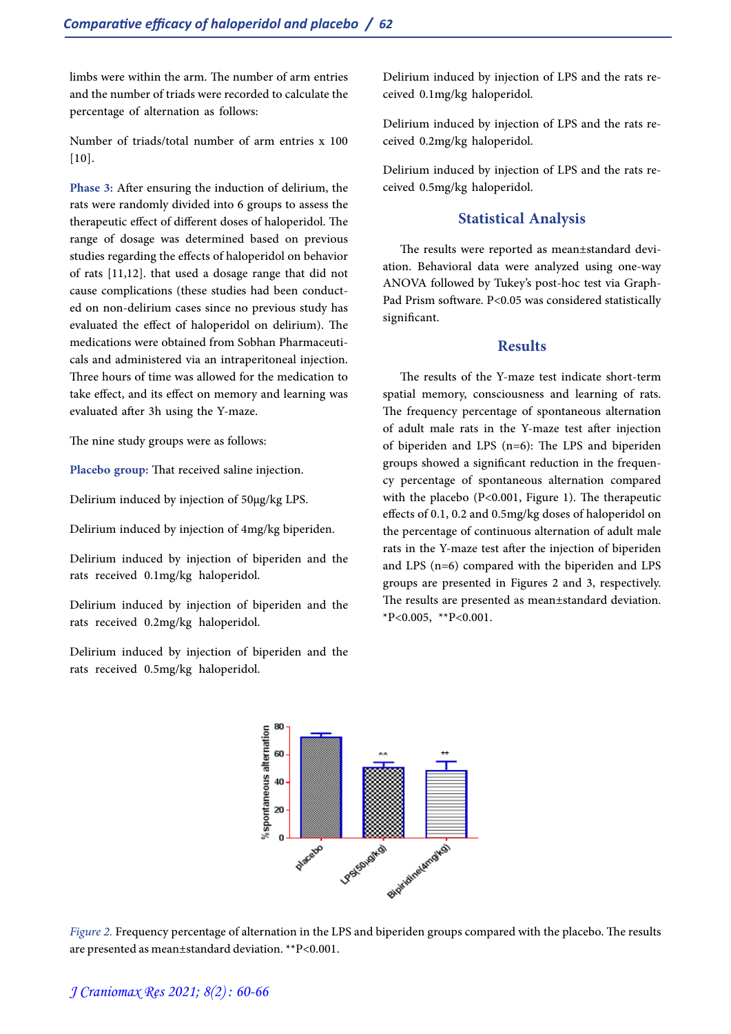limbs were within the arm. The number of arm entries and the number of triads were recorded to calculate the percentage of alternation as follows:

Number of triads/total number of arm entries x 100 [10].

**Phase 3:** After ensuring the induction of delirium, the rats were randomly divided into 6 groups to assess the therapeutic effect of different doses of haloperidol. The range of dosage was determined based on previous studies regarding the effects of haloperidol on behavior of rats [11,12]. that used a dosage range that did not cause complications (these studies had been conducted on non-delirium cases since no previous study has evaluated the effect of haloperidol on delirium). The medications were obtained from Sobhan Pharmaceuticals and administered via an intraperitoneal injection. Three hours of time was allowed for the medication to take effect, and its effect on memory and learning was evaluated after 3h using the Y-maze.

The nine study groups were as follows:

**Placebo group:** That received saline injection.

Delirium induced by injection of 50μg/kg LPS.

Delirium induced by injection of 4mg/kg biperiden.

Delirium induced by injection of biperiden and the rats received 0.1mg/kg haloperidol.

Delirium induced by injection of biperiden and the rats received 0.2mg/kg haloperidol.

Delirium induced by injection of biperiden and the rats received 0.5mg/kg haloperidol.

Delirium induced by injection of LPS and the rats received 0.1mg/kg haloperidol.

Delirium induced by injection of LPS and the rats received 0.2mg/kg haloperidol.

Delirium induced by injection of LPS and the rats received 0.5mg/kg haloperidol.

## Statistical Analysis

The results were reported as mean±standard deviation. Behavioral data were analyzed using one-way ANOVA followed by Tukey's post-hoc test via GraphPad Prism software. $P<0.05$ was considered statistically significant.

## Results

The results of the Y-maze test indicate short-term spatial memory, consciousness and learning of rats. The frequency percentage of spontaneous alternation of adult male rats in the Y-maze test after injection of biperiden and LPS (n=6): The LPS and biperiden groups showed a significant reduction in the frequency percentage of spontaneous alternation compared with the placebo ($P<0.001$, Figure 1). The therapeutic effects of 0.1, 0.2 and 0.5mg/kg doses of haloperidol on the percentage of continuous alternation of adult male rats in the Y-maze test after the injection of biperiden and LPS (n=6) compared with the biperiden and LPS groups are presented in Figures 2 and 3, respectively. The results are presented as mean±standard deviation. $^*P<0.005$, $^{**}P<0.001$.

*Figure 2.* Frequency percentage of alternation in the LPS and biperiden groups compared with the placebo. The results are presented as mean±standard deviation. $^{**}P<0.001$.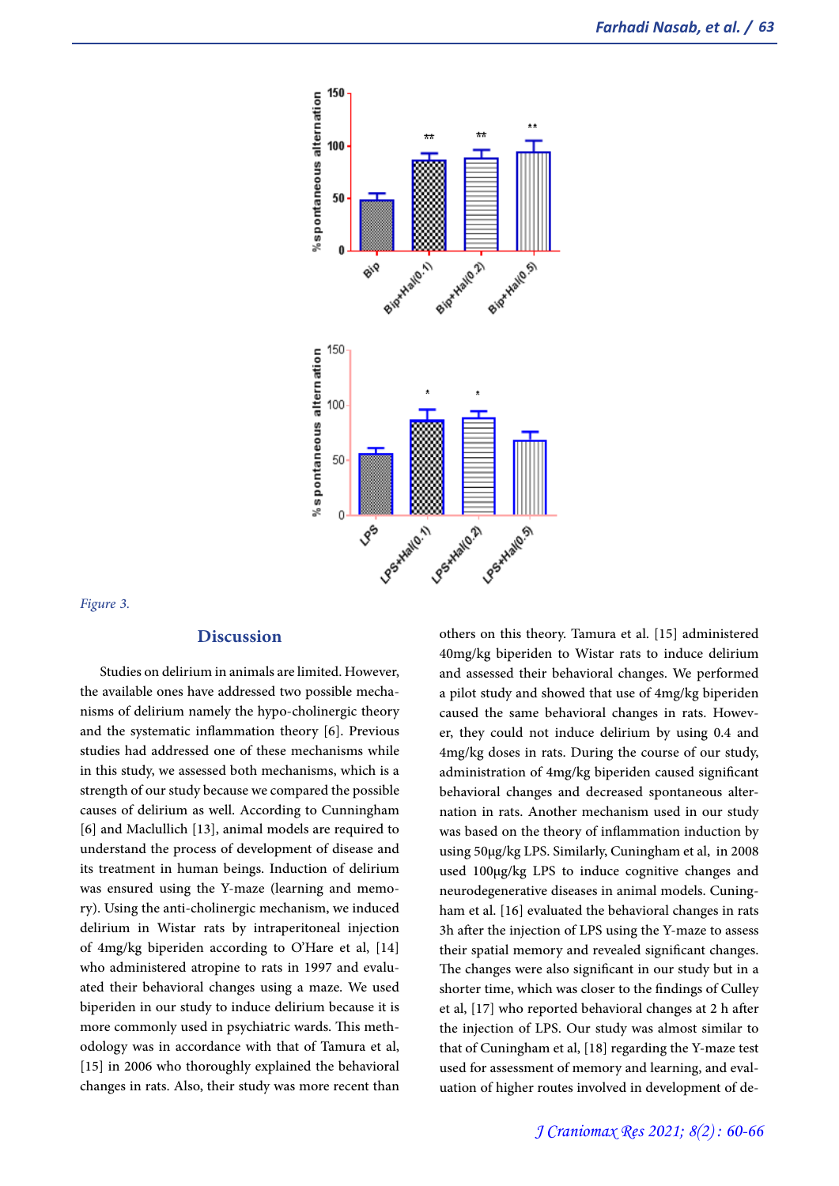*Figure 3.*

## Discussion

Studies on delirium in animals are limited. However, the available ones have addressed two possible mechanisms of delirium namely the hypo-cholinergic theory and the systematic inflammation theory [6]. Previous studies had addressed one of these mechanisms while in this study, we assessed both mechanisms, which is a strength of our study because we compared the possible causes of delirium as well. According to Cunningham [6] and Maclullich [13], animal models are required to understand the process of development of disease and its treatment in human beings. Induction of delirium was ensured using the Y-maze (learning and memory). Using the anti-cholinergic mechanism, we induced delirium in Wistar rats by intraperitoneal injection of 4mg/kg biperiden according to O'Hare et al, [14] who administered atropine to rats in 1997 and evaluated their behavioral changes using a maze. We used biperiden in our study to induce delirium because it is more commonly used in psychiatric wards. This methodology was in accordance with that of Tamura et al, [15] in 2006 who thoroughly explained the behavioral changes in rats. Also, their study was more recent than others on this theory. Tamura et al. [15] administered 40mg/kg biperiden to Wistar rats to induce delirium and assessed their behavioral changes. We performed a pilot study and showed that use of 4mg/kg biperiden caused the same behavioral changes in rats. However, they could not induce delirium by using 0.4 and 4mg/kg doses in rats. During the course of our study, administration of 4mg/kg biperiden caused significant behavioral changes and decreased spontaneous alternation in rats. Another mechanism used in our study was based on the theory of inflammation induction by using 50μg/kg LPS. Similarly, Cuningham et al, in 2008 used 100μg/kg LPS to induce cognitive changes and neurodegenerative diseases in animal models. Cuningham et al. [16] evaluated the behavioral changes in rats 3h after the injection of LPS using the Y-maze to assess their spatial memory and revealed significant changes. The changes were also significant in our study but in a shorter time, which was closer to the findings of Culley et al, [17] who reported behavioral changes at 2 h after the injection of LPS. Our study was almost similar to that of Cuningham et al, [18] regarding the Y-maze test used for assessment of memory and learning, and evaluation of higher routes involved in development of de-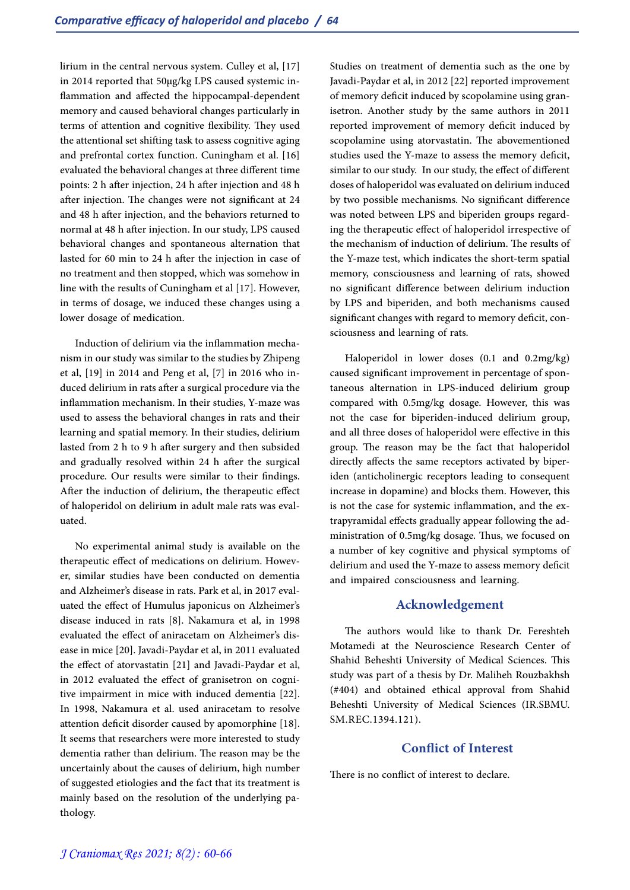lirium in the central nervous system. Culley et al, [17] in 2014 reported that 50μg/kg LPS caused systemic inflammation and affected the hippocampal-dependent memory and caused behavioral changes particularly in terms of attention and cognitive flexibility. They used the attentional set shifting task to assess cognitive aging and prefrontal cortex function. Cuningham et al. [16] evaluated the behavioral changes at three different time points: 2 h after injection, 24 h after injection and 48 h after injection. The changes were not significant at 24 and 48 h after injection, and the behaviors returned to normal at 48 h after injection. In our study, LPS caused behavioral changes and spontaneous alternation that lasted for 60 min to 24 h after the injection in case of no treatment and then stopped, which was somehow in line with the results of Cuningham et al [17]. However, in terms of dosage, we induced these changes using a lower dosage of medication.

Induction of delirium via the inflammation mechanism in our study was similar to the studies by Zhipeng et al, [19] in 2014 and Peng et al, [7] in 2016 who induced delirium in rats after a surgical procedure via the inflammation mechanism. In their studies, Y-maze was used to assess the behavioral changes in rats and their learning and spatial memory. In their studies, delirium lasted from 2 h to 9 h after surgery and then subsided and gradually resolved within 24 h after the surgical procedure. Our results were similar to their findings. After the induction of delirium, the therapeutic effect of haloperidol on delirium in adult male rats was evaluated.

No experimental animal study is available on the therapeutic effect of medications on delirium. However, similar studies have been conducted on dementia and Alzheimer's disease in rats. Park et al, in 2017 evaluated the effect of Humulus japonicus on Alzheimer's disease induced in rats [8]. Nakamura et al, in 1998 evaluated the effect of aniracetam on Alzheimer's disease in mice [20]. Javadi-Paydar et al, in 2011 evaluated the effect of atorvastatin [21] and Javadi-Paydar et al, in 2012 evaluated the effect of granisetron on cognitive impairment in mice with induced dementia [22]. In 1998, Nakamura et al. used aniracetam to resolve attention deficit disorder caused by apomorphine [18]. It seems that researchers were more interested to study dementia rather than delirium. The reason may be the uncertainly about the causes of delirium, high number of suggested etiologies and the fact that its treatment is mainly based on the resolution of the underlying pathology.

Studies on treatment of dementia such as the one by Javadi-Paydar et al, in 2012 [22] reported improvement of memory deficit induced by scopolamine using granisetron. Another study by the same authors in 2011 reported improvement of memory deficit induced by scopolamine using atorvastatin. The abovementioned studies used the Y-maze to assess the memory deficit, similar to our study. In our study, the effect of different doses of haloperidol was evaluated on delirium induced by two possible mechanisms. No significant difference was noted between LPS and biperiden groups regarding the therapeutic effect of haloperidol irrespective of the mechanism of induction of delirium. The results of the Y-maze test, which indicates the short-term spatial memory, consciousness and learning of rats, showed no significant difference between delirium induction by LPS and biperiden, and both mechanisms caused significant changes with regard to memory deficit, consciousness and learning of rats.

Haloperidol in lower doses (0.1 and 0.2mg/kg) caused significant improvement in percentage of spontaneous alternation in LPS-induced delirium group compared with 0.5mg/kg dosage. However, this was not the case for biperiden-induced delirium group, and all three doses of haloperidol were effective in this group. The reason may be the fact that haloperidol directly affects the same receptors activated by biperiden (anticholinergic receptors leading to consequent increase in dopamine) and blocks them. However, this is not the case for systemic inflammation, and the extrapyramidal effects gradually appear following the administration of 0.5mg/kg dosage. Thus, we focused on a number of key cognitive and physical symptoms of delirium and used the Y-maze to assess memory deficit and impaired consciousness and learning.

## Acknowledgement

The authors would like to thank Dr. Fereshteh Motamedi at the Neuroscience Research Center of Shahid Beheshti University of Medical Sciences. This study was part of a thesis by Dr. Maliheh Rouzbakhsh (#404) and obtained ethical approval from Shahid Beheshti University of Medical Sciences (IR.SBMU.SM.REC.1394.121).

## Conflict of Interest

There is no conflict of interest to declare.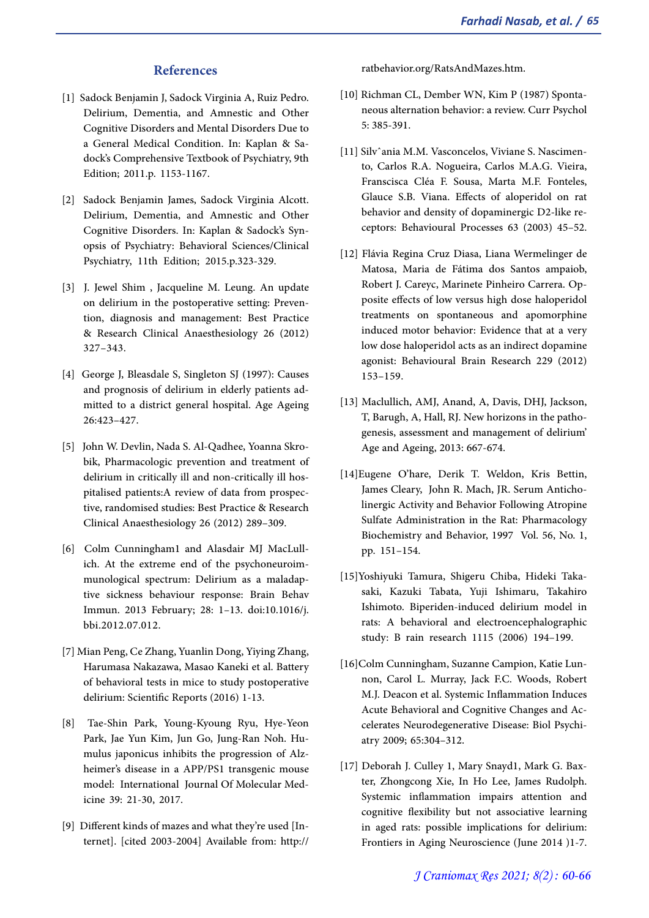## References

[1] Sadock Benjamin J, Sadock Virginia A, Ruiz Pedro. Delirium, Dementia, and Amnestic and Other Cognitive Disorders and Mental Disorders Due to a General Medical Condition. In: Kaplan & Sadock's Comprehensive Textbook of Psychiatry, 9th Edition; 2011.p. 1153-1167.

[2] Sadock Benjamin James, Sadock Virginia Alcott. Delirium, Dementia, and Amnestic and Other Cognitive Disorders. In: Kaplan & Sadock's Synopsis of Psychiatry: Behavioral Sciences/Clinical Psychiatry, 11th Edition; 2015.p.323-329.

[3] J. Jewel Shim , Jacqueline M. Leung. An update on delirium in the postoperative setting: Prevention, diagnosis and management: Best Practice & Research Clinical Anaesthesiology 26 (2012) 327–343.

[4] George J, Bleasdale S, Singleton SJ (1997): Causes and prognosis of delirium in elderly patients admitted to a district general hospital. Age Ageing 26:423–427.

[5] John W. Devlin, Nada S. Al-Qadhee, Yoanna Skrobik, Pharmacologic prevention and treatment of delirium in critically ill and non-critically ill hospitalised patients:A review of data from prospective, randomised studies: Best Practice & Research Clinical Anaesthesiology 26 (2012) 289–309.

[6] Colm Cunningham1 and Alasdair MJ MacLullich. At the extreme end of the psychoneuroimmunological spectrum: Delirium as a maladaptive sickness behaviour response: Brain Behav Immun. 2013 February; 28: 1–13. doi:10.1016/j.bbi.2012.07.012.

[7] Mian Peng, Ce Zhang, Yuanlin Dong, Yiying Zhang, Harumasa Nakazawa, Masao Kaneki et al. Battery of behavioral tests in mice to study postoperative delirium: Scientific Reports (2016) 1-13.

[8] Tae-Shin Park, Young-Kyoung Ryu, Hye-Yeon Park, Jae Yun Kim, Jun Go, Jung-Ran Noh. Humulus japonicus inhibits the progression of Alzheimer's disease in a APP/PS1 transgenic mouse model: International Journal Of Molecular Medicine 39: 21-30, 2017.

[9] Different kinds of mazes and what they're used [Internet]. [cited 2003-2004] Available from: http://ratbehavior.org/RatsAndMazes.htm.

[10] Richman CL, Dember WN, Kim P (1987) Spontaneous alternation behavior: a review. Curr Psychol 5: 385-391.

[11] Silvˆania M.M. Vasconcelos, Viviane S. Nascimento, Carlos R.A. Nogueira, Carlos M.A.G. Vieira, Franscisca Cléa F. Sousa, Marta M.F. Fonteles, Glauce S.B. Viana. Effects of aloperidol on rat behavior and density of dopaminergic D2-like receptors: Behavioural Processes 63 (2003) 45–52.

[12] Flávia Regina Cruz Diasa, Liana Wermelinger de Matosa, Maria de Fátima dos Santos ampaiob, Robert J. Careyc, Marinete Pinheiro Carrera. Opposite effects of low versus high dose haloperidol treatments on spontaneous and apomorphine induced motor behavior: Evidence that at a very low dose haloperidol acts as an indirect dopamine agonist: Behavioural Brain Research 229 (2012) 153–159.

[13] Maclullich, AMJ, Anand, A, Davis, DHJ, Jackson, T, Barugh, A, Hall, RJ. New horizons in the pathogenesis, assessment and management of delirium' Age and Ageing, 2013: 667-674.

[14]Eugene O'hare, Derik T. Weldon, Kris Bettin, James Cleary, John R. Mach, JR. Serum Anticholinergic Activity and Behavior Following Atropine Sulfate Administration in the Rat: Pharmacology Biochemistry and Behavior, 1997 Vol. 56, No. 1, pp. 151–154.

[15]Yoshiyuki Tamura, Shigeru Chiba, Hideki Takasaki, Kazuki Tabata, Yuji Ishimaru, Takahiro Ishimoto. Biperiden-induced delirium model in rats: A behavioral and electroencephalographic study: B rain research 1115 (2006) 194–199.

[16]Colm Cunningham, Suzanne Campion, Katie Lunnon, Carol L. Murray, Jack F.C. Woods, Robert M.J. Deacon et al. Systemic Inflammation Induces Acute Behavioral and Cognitive Changes and Accelerates Neurodegenerative Disease: Biol Psychiatry 2009; 65:304–312.

[17] Deborah J. Culley 1, Mary Snayd1, Mark G. Baxter, Zhongcong Xie, In Ho Lee, James Rudolph. Systemic inflammation impairs attention and cognitive flexibility but not associative learning in aged rats: possible implications for delirium: Frontiers in Aging Neuroscience (June 2014 )1-7.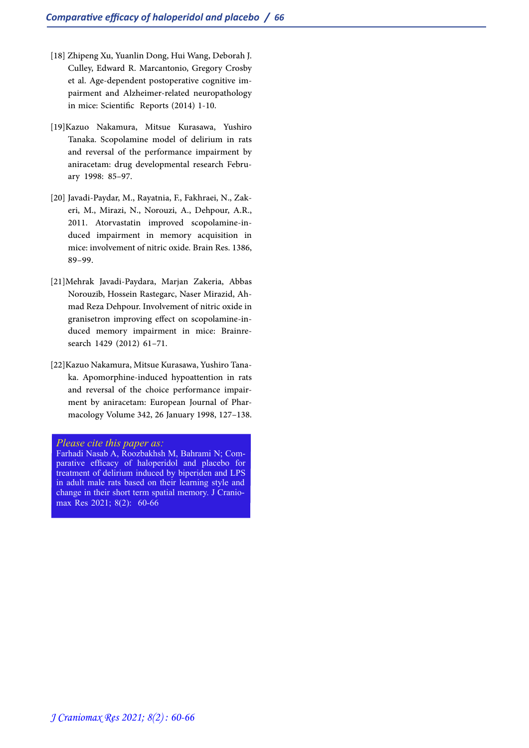[18] Zhipeng Xu, Yuanlin Dong, Hui Wang, Deborah J. Culley, Edward R. Marcantonio, Gregory Crosby et al. Age-dependent postoperative cognitive impairment and Alzheimer-related neuropathology in mice: Scientific Reports (2014) 1-10.

[19]Kazuo Nakamura, Mitsue Kurasawa, Yushiro Tanaka. Scopolamine model of delirium in rats and reversal of the performance impairment by aniracetam: drug developmental research February 1998: 85–97.

[20] Javadi-Paydar, M., Rayatnia, F., Fakhraei, N., Zakeri, M., Mirazi, N., Norouzi, A., Dehpour, A.R., 2011. Atorvastatin improved scopolamine-induced impairment in memory acquisition in mice: involvement of nitric oxide. Brain Res. 1386, 89–99.

[21]Mehrak Javadi-Paydara, Marjan Zakeria, Abbas Norouzib, Hossein Rastegarc, Naser Mirazid, Ahmad Reza Dehpour. Involvement of nitric oxide in granisetron improving effect on scopolamine-induced memory impairment in mice: Brainresearch 1429 (2012) 61–71.

[22]Kazuo Nakamura, Mitsue Kurasawa, Yushiro Tanaka. Apomorphine-induced hypoattention in rats and reversal of the choice performance impairment by aniracetam: European Journal of Pharmacology Volume 342, 26 January 1998, 127–138.

*Please cite this paper as:*
Farhadi Nasab A, Roozbakhsh M, Bahrami N; Comparative efficacy of haloperidol and placebo for treatment of delirium induced by biperiden and LPS in adult male rats based on their learning style and change in their short term spatial memory. J Craniomax Res 2021; 8(2): 60-66